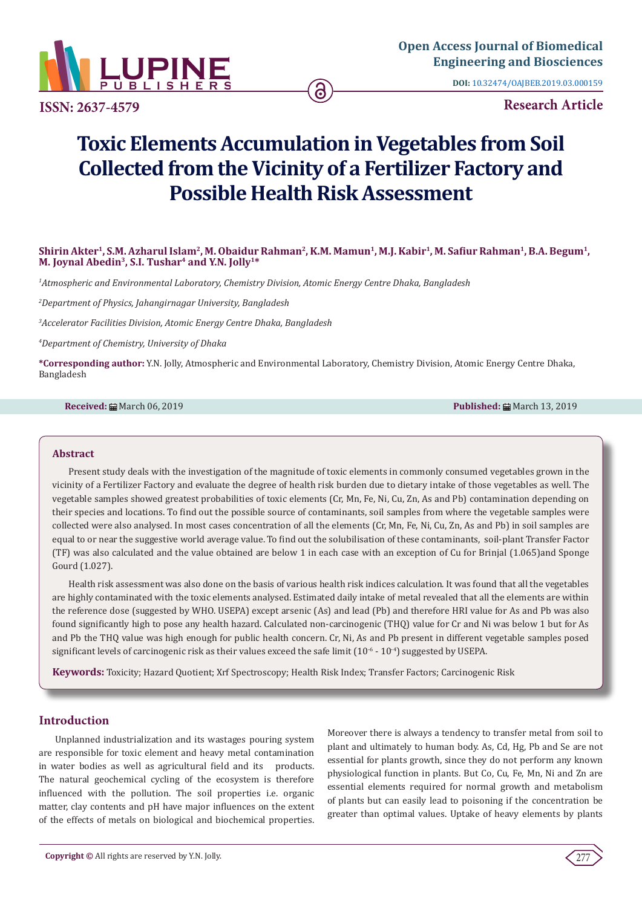Open Access Journal of Biomedical Engineering and Biosciences

DOI: 10.32474/OAJBEB.2019.03.000159

ISSN: 2637-4579

Research Article

# Toxic Elements Accumulation in Vegetables from Soil Collected from the Vicinity of a Fertilizer Factory and Possible Health Risk Assessment

**Shirin Akter[1], S.M. Azharul Islam[2], M. Obaidur Rahman[2], K.M. Mamun[1], M.J. Kabir[1], M. Safiur Rahman[1], B.A. Begum[1], M. Joynal Abedin[3], S.I. Tushar[4] and Y.N. Jolly[1]***

[1]*Atmospheric and Environmental Laboratory, Chemistry Division, Atomic Energy Centre Dhaka, Bangladesh*

[2]*Department of Physics, Jahangirnagar University, Bangladesh*

[3]*Accelerator Facilities Division, Atomic Energy Centre Dhaka, Bangladesh*

[4]*Department of Chemistry, University of Dhaka*

***Corresponding author:** Y.N. Jolly, Atmospheric and Environmental Laboratory, Chemistry Division, Atomic Energy Centre Dhaka, Bangladesh

**Received:** March 06, 2019 **Published:** March 13, 2019

## Abstract

Present study deals with the investigation of the magnitude of toxic elements in commonly consumed vegetables grown in the vicinity of a Fertilizer Factory and evaluate the degree of health risk burden due to dietary intake of those vegetables as well. The vegetable samples showed greatest probabilities of toxic elements (Cr, Mn, Fe, Ni, Cu, Zn, As and Pb) contamination depending on their species and locations. To find out the possible source of contaminants, soil samples from where the vegetable samples were collected were also analysed. In most cases concentration of all the elements (Cr, Mn, Fe, Ni, Cu, Zn, As and Pb) in soil samples are equal to or near the suggestive world average value. To find out the solubilisation of these contaminants, soil-plant Transfer Factor (TF) was also calculated and the value obtained are below 1 in each case with an exception of Cu for Brinjal (1.065)and Sponge Gourd (1.027).

Health risk assessment was also done on the basis of various health risk indices calculation. It was found that all the vegetables are highly contaminated with the toxic elements analysed. Estimated daily intake of metal revealed that all the elements are within the reference dose (suggested by WHO. USEPA) except arsenic (As) and lead (Pb) and therefore HRI value for As and Pb was also found significantly high to pose any health hazard. Calculated non-carcinogenic (THQ) value for Cr and Ni was below 1 but for As and Pb the THQ value was high enough for public health concern. Cr, Ni, As and Pb present in different vegetable samples posed significant levels of carcinogenic risk as their values exceed the safe limit ($10^{-6}$ - $10^{-4}$) suggested by USEPA.

**Keywords:** Toxicity; Hazard Quotient; Xrf Spectroscopy; Health Risk Index; Transfer Factors; Carcinogenic Risk

## Introduction

Unplanned industrialization and its wastages pouring system are responsible for toxic element and heavy metal contamination in water bodies as well as agricultural field and its products. The natural geochemical cycling of the ecosystem is therefore influenced with the pollution. The soil properties i.e. organic matter, clay contents and pH have major influences on the extent of the effects of metals on biological and biochemical properties. Moreover there is always a tendency to transfer metal from soil to plant and ultimately to human body. As, Cd, Hg, Pb and Se are not essential for plants growth, since they do not perform any known physiological function in plants. But Co, Cu, Fe, Mn, Ni and Zn are essential elements required for normal growth and metabolism of plants but can easily lead to poisoning if the concentration be greater than optimal values. Uptake of heavy elements by plants

**Copyright ©** All rights are reserved by Y.N. Jolly.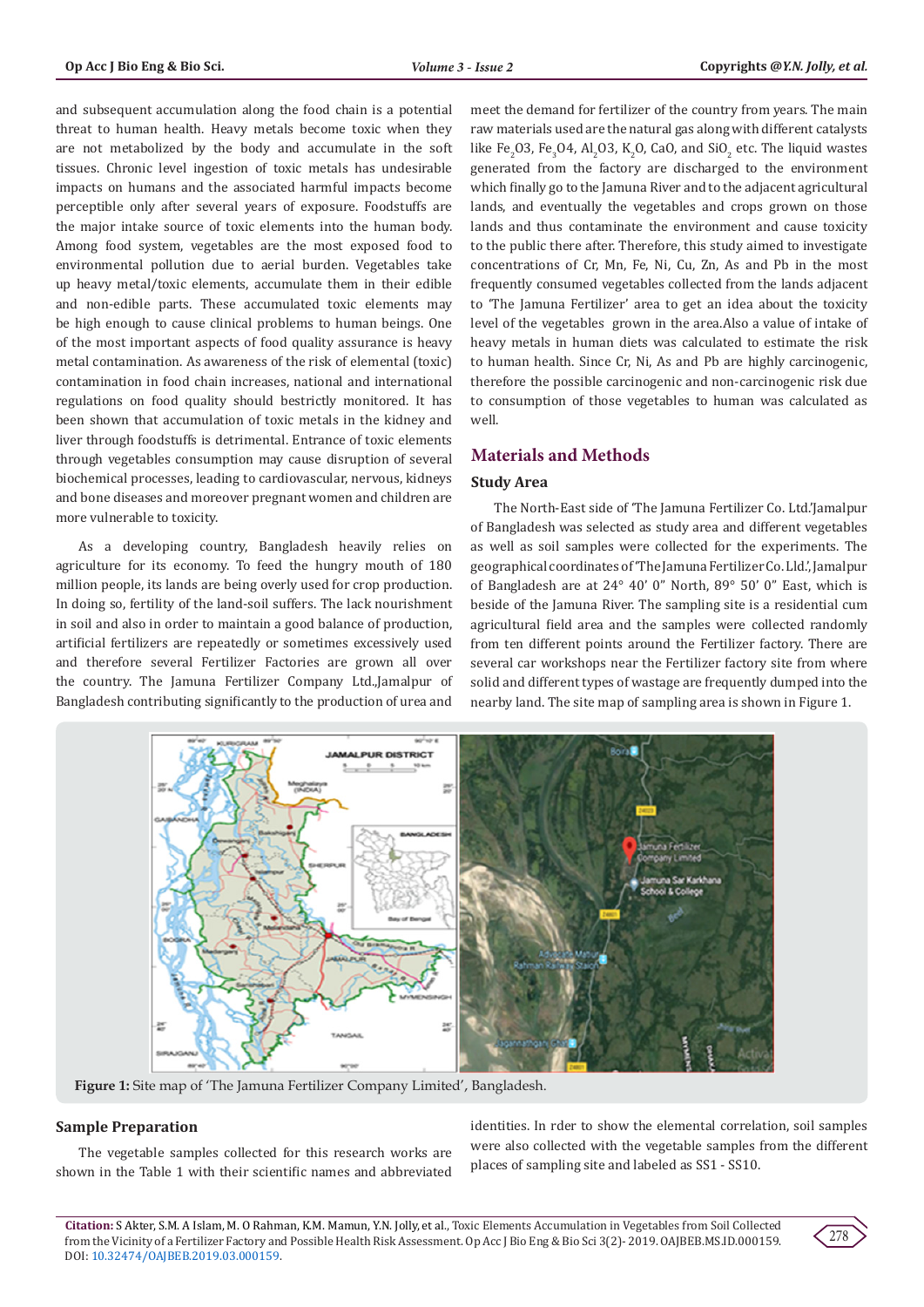and subsequent accumulation along the food chain is a potential threat to human health. Heavy metals become toxic when they are not metabolized by the body and accumulate in the soft tissues. Chronic level ingestion of toxic metals has undesirable impacts on humans and the associated harmful impacts become perceptible only after several years of exposure. Foodstuffs are the major intake source of toxic elements into the human body. Among food system, vegetables are the most exposed food to environmental pollution due to aerial burden. Vegetables take up heavy metal/toxic elements, accumulate them in their edible and non-edible parts. These accumulated toxic elements may be high enough to cause clinical problems to human beings. One of the most important aspects of food quality assurance is heavy metal contamination. As awareness of the risk of elemental (toxic) contamination in food chain increases, national and international regulations on food quality should bestrictly monitored. It has been shown that accumulation of toxic metals in the kidney and liver through foodstuffs is detrimental. Entrance of toxic elements through vegetables consumption may cause disruption of several biochemical processes, leading to cardiovascular, nervous, kidneys and bone diseases and moreover pregnant women and children are more vulnerable to toxicity.

As a developing country, Bangladesh heavily relies on agriculture for its economy. To feed the hungry mouth of 180 million people, its lands are being overly used for crop production. In doing so, fertility of the land-soil suffers. The lack nourishment in soil and also in order to maintain a good balance of production, artificial fertilizers are repeatedly or sometimes excessively used and therefore several Fertilizer Factories are grown all over the country. The Jamuna Fertilizer Company Ltd.,Jamalpur of Bangladesh contributing significantly to the production of urea and meet the demand for fertilizer of the country from years. The main raw materials used are the natural gas along with different catalysts like $Fe_2O3$, $Fe_3O4$, $Al_2O3$, $K_2O$, CaO, and $SiO_2$ etc. The liquid wastes generated from the factory are discharged to the environment which finally go to the Jamuna River and to the adjacent agricultural lands, and eventually the vegetables and crops grown on those lands and thus contaminate the environment and cause toxicity to the public there after. Therefore, this study aimed to investigate concentrations of Cr, Mn, Fe, Ni, Cu, Zn, As and Pb in the most frequently consumed vegetables collected from the lands adjacent to 'The Jamuna Fertilizer' area to get an idea about the toxicity level of the vegetables grown in the area.Also a value of intake of heavy metals in human diets was calculated to estimate the risk to human health. Since Cr, Ni, As and Pb are highly carcinogenic, therefore the possible carcinogenic and non-carcinogenic risk due to consumption of those vegetables to human was calculated as well.

## Materials and Methods

### Study Area

The North-East side of 'The Jamuna Fertilizer Co. Ltd.'Jamalpur of Bangladesh was selected as study area and different vegetables as well as soil samples were collected for the experiments. The geographical coordinates of 'The Jamuna Fertilizer Co. Lld.', Jamalpur of Bangladesh are at 24° 40′ 0″ North, 89° 50′ 0″ East, which is beside of the Jamuna River. The sampling site is a residential cum agricultural field area and the samples were collected randomly from ten different points around the Fertilizer factory. There are several car workshops near the Fertilizer factory site from where solid and different types of wastage are frequently dumped into the nearby land. The site map of sampling area is shown in Figure 1.

**Figure 1:** Site map of 'The Jamuna Fertilizer Company Limited', Bangladesh.

### Sample Preparation

The vegetable samples collected for this research works are shown in the Table 1 with their scientific names and abbreviated identities. In rder to show the elemental correlation, soil samples were also collected with the vegetable samples from the different places of sampling site and labeled as SS1 - SS10.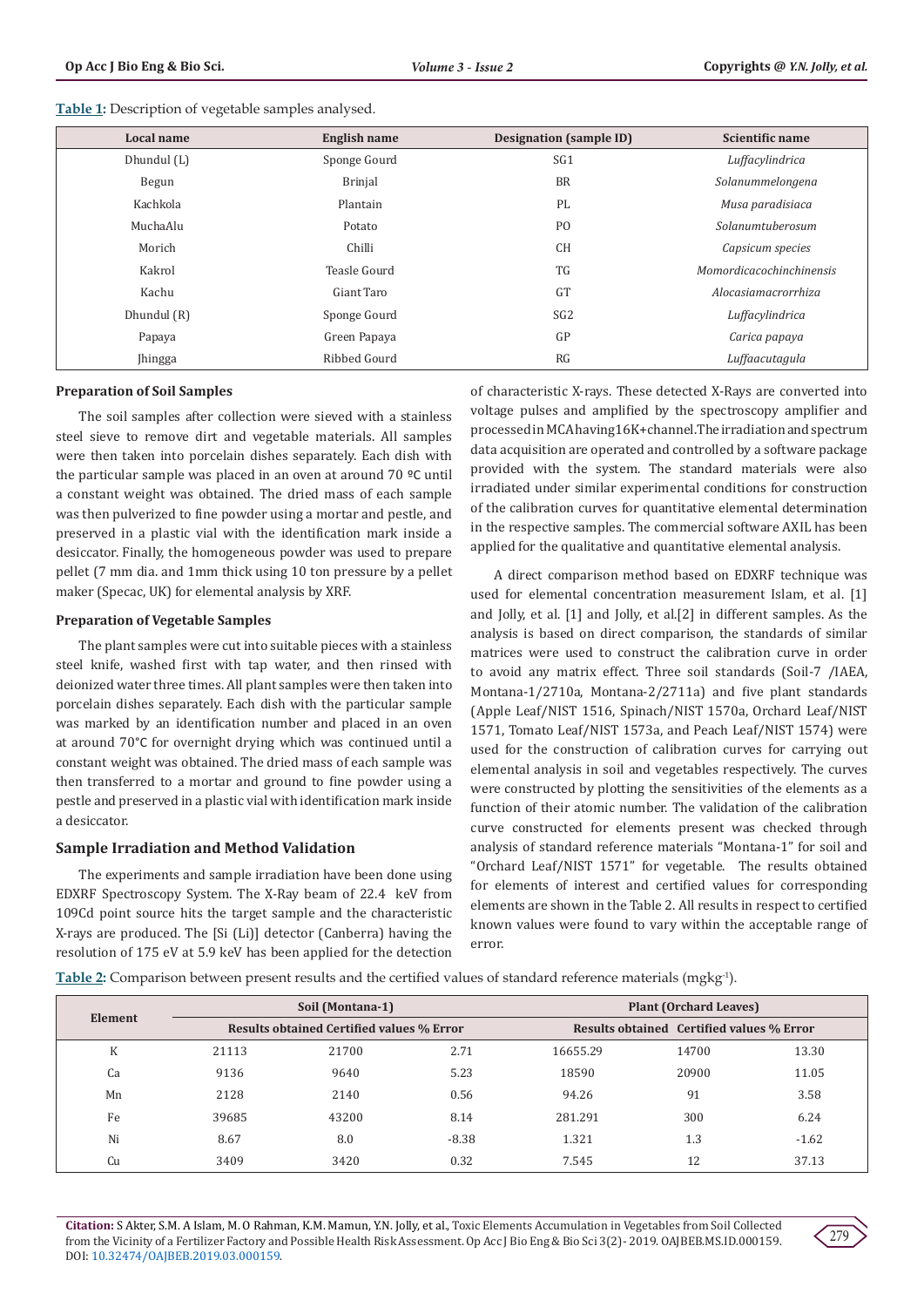**Table 1:** Description of vegetable samples analysed.

| Local name | English name | Designation (sample ID) | Scientific name |
|---|---|---|---|
| Dhundul (L) | Sponge Gourd | SG1 | *Luffacylindrica* |
| Begun | Brinjal | BR | *Solanummelongena* |
| Kachkola | Plantain | PL | *Musa paradisiaca* |
| MuchaAlu | Potato | PO | *Solanumtuberosum* |
| Morich | Chilli | CH | *Capsicum species* |
| Kakrol | Teasle Gourd | TG | *Momordicacochinchinensis* |
| Kachu | Giant Taro | GT | *Alocasiamacrorrhiza* |
| Dhundul (R) | Sponge Gourd | SG2 | *Luffacylindrica* |
| Papaya | Green Papaya | GP | *Carica papaya* |
| Jhingga | Ribbed Gourd | RG | *Luffaacutagula* |

### Preparation of Soil Samples

The soil samples after collection were sieved with a stainless steel sieve to remove dirt and vegetable materials. All samples were then taken into porcelain dishes separately. Each dish with the particular sample was placed in an oven at around 70 ºC until a constant weight was obtained. The dried mass of each sample was then pulverized to fine powder using a mortar and pestle, and preserved in a plastic vial with the identification mark inside a desiccator. Finally, the homogeneous powder was used to prepare pellet (7 mm dia. and 1mm thick using 10 ton pressure by a pellet maker (Specac, UK) for elemental analysis by XRF.

### Preparation of Vegetable Samples

The plant samples were cut into suitable pieces with a stainless steel knife, washed first with tap water, and then rinsed with deionized water three times. All plant samples were then taken into porcelain dishes separately. Each dish with the particular sample was marked by an identification number and placed in an oven at around 70°C for overnight drying which was continued until a constant weight was obtained. The dried mass of each sample was then transferred to a mortar and ground to fine powder using a pestle and preserved in a plastic vial with identification mark inside a desiccator.

## Sample Irradiation and Method Validation

The experiments and sample irradiation have been done using EDXRF Spectroscopy System. The X-Ray beam of 22.4 keV from 109Cd point source hits the target sample and the characteristic X-rays are produced. The [Si (Li)] detector (Canberra) having the resolution of 175 eV at 5.9 keV has been applied for the detection of characteristic X-rays. These detected X-Rays are converted into voltage pulses and amplified by the spectroscopy amplifier and processed in MCA having 16K+channel. The irradiation and spectrum data acquisition are operated and controlled by a software package provided with the system. The standard materials were also irradiated under similar experimental conditions for construction of the calibration curves for quantitative elemental determination in the respective samples. The commercial software AXIL has been applied for the qualitative and quantitative elemental analysis.

A direct comparison method based on EDXRF technique was used for elemental concentration measurement Islam, et al. [1] and Jolly, et al. [1] and Jolly, et al.[2] in different samples. As the analysis is based on direct comparison, the standards of similar matrices were used to construct the calibration curve in order to avoid any matrix effect. Three soil standards (Soil-7 /IAEA, Montana-1/2710a, Montana-2/2711a) and five plant standards (Apple Leaf/NIST 1516, Spinach/NIST 1570a, Orchard Leaf/NIST 1571, Tomato Leaf/NIST 1573a, and Peach Leaf/NIST 1574) were used for the construction of calibration curves for carrying out elemental analysis in soil and vegetables respectively. The curves were constructed by plotting the sensitivities of the elements as a function of their atomic number. The validation of the calibration curve constructed for elements present was checked through analysis of standard reference materials "Montana-1" for soil and "Orchard Leaf/NIST 1571" for vegetable. The results obtained for elements of interest and certified values for corresponding elements are shown in the Table 2. All results in respect to certified known values were found to vary within the acceptable range of error.

**Table 2:** Comparison between present results and the certified values of standard reference materials (mgkg$^{-1}$).

| Element | Soil (Montana-1) | | | Plant (Orchard Leaves) | | |
|---|---|---|---|---|---|---|
| | Results obtained | Certified values | % Error | Results obtained | Certified values | % Error |
| K | 21113 | 21700 | 2.71 | 16655.29 | 14700 | 13.30 |
| Ca | 9136 | 9640 | 5.23 | 18590 | 20900 | 11.05 |
| Mn | 2128 | 2140 | 0.56 | 94.26 | 91 | 3.58 |
| Fe | 39685 | 43200 | 8.14 | 281.291 | 300 | 6.24 |
| Ni | 8.67 | 8.0 | -8.38 | 1.321 | 1.3 | -1.62 |
| Cu | 3409 | 3420 | 0.32 | 7.545 | 12 | 37.13 |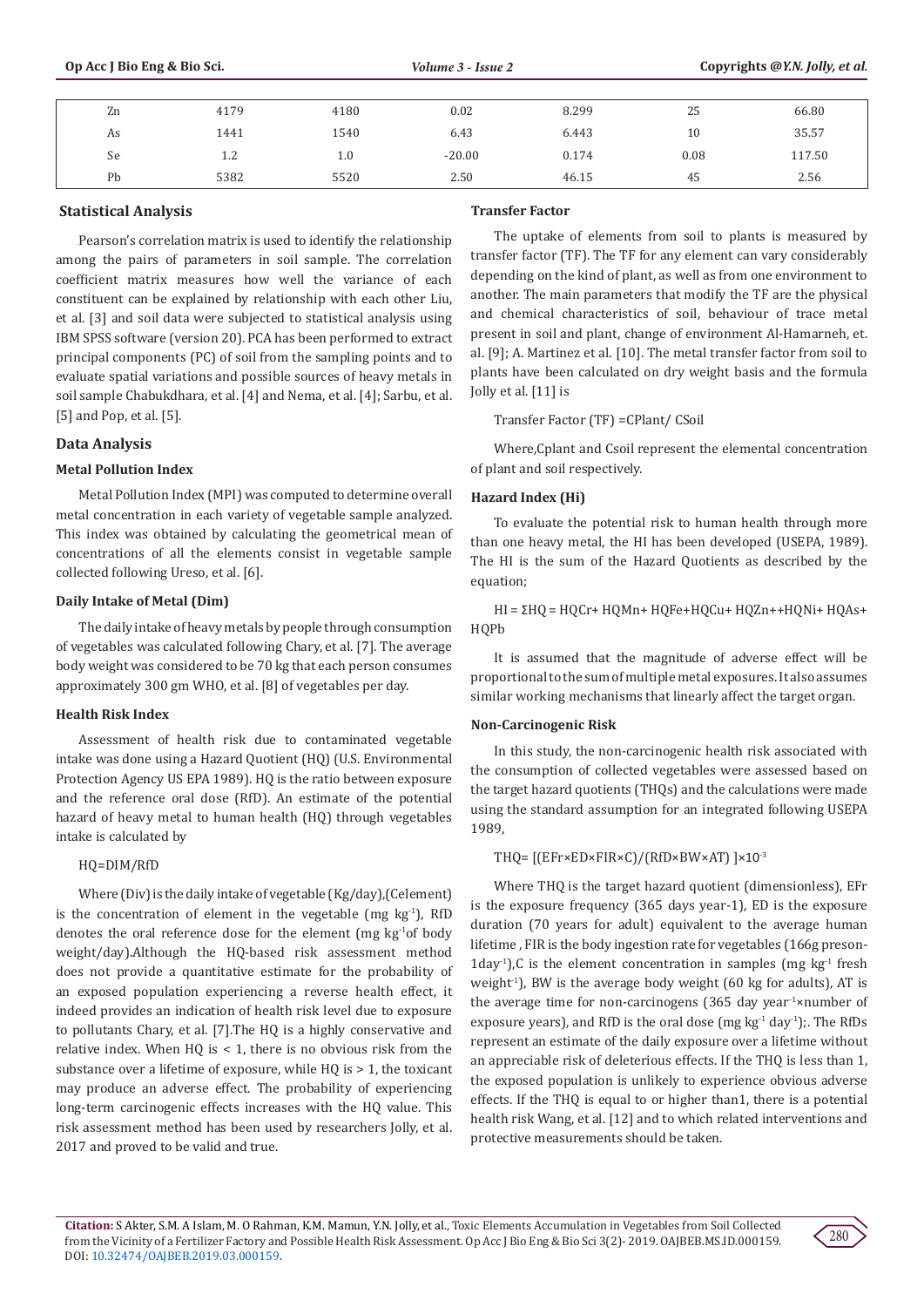| Zn | 4179 | 4180 | 0.02 | 8.299 | 25 | 66.80 |
|---|---|---|---|---|---|---|
| As | 1441 | 1540 | 6.43 | 6.443 | 10 | 35.57 |
| Se | 1.2 | 1.0 | -20.00 | 0.174 | 0.08 | 117.50 |
| Pb | 5382 | 5520 | 2.50 | 46.15 | 45 | 2.56 |

## Statistical Analysis

Pearson's correlation matrix is used to identify the relationship among the pairs of parameters in soil sample. The correlation coefficient matrix measures how well the variance of each constituent can be explained by relationship with each other Liu, et al. [3] and soil data were subjected to statistical analysis using IBM SPSS software (version 20). PCA has been performed to extract principal components (PC) of soil from the sampling points and to evaluate spatial variations and possible sources of heavy metals in soil sample Chabukdhara, et al. [4] and Nema, et al. [4]; Sarbu, et al. [5] and Pop, et al. [5].

## Data Analysis

### Metal Pollution Index

Metal Pollution Index (MPI) was computed to determine overall metal concentration in each variety of vegetable sample analyzed. This index was obtained by calculating the geometrical mean of concentrations of all the elements consist in vegetable sample collected following Ureso, et al. [6].

### Daily Intake of Metal (Dim)

The daily intake of heavy metals by people through consumption of vegetables was calculated following Chary, et al. [7]. The average body weight was considered to be 70 kg that each person consumes approximately 300 gm WHO, et al. [8] of vegetables per day.

### Health Risk Index

Assessment of health risk due to contaminated vegetable intake was done using a Hazard Quotient (HQ) (U.S. Environmental Protection Agency US EPA 1989). HQ is the ratio between exposure and the reference oral dose (RfD). An estimate of the potential hazard of heavy metal to human health (HQ) through vegetables intake is calculated by

HQ=DIM/RfD

Where (Div) is the daily intake of vegetable (Kg/day),(Celement) is the concentration of element in the vegetable (mg $kg^{-1}$), RfD denotes the oral reference dose for the element (mg $kg^{-1}$of body weight/day).Although the HQ-based risk assessment method does not provide a quantitative estimate for the probability of an exposed population experiencing a reverse health effect, it indeed provides an indication of health risk level due to exposure to pollutants Chary, et al. [7].The HQ is a highly conservative and relative index. When HQ is < 1, there is no obvious risk from the substance over a lifetime of exposure, while HQ is > 1, the toxicant may produce an adverse effect. The probability of experiencing long-term carcinogenic effects increases with the HQ value. This risk assessment method has been used by researchers Jolly, et al. 2017 and proved to be valid and true.

### Transfer Factor

The uptake of elements from soil to plants is measured by transfer factor (TF). The TF for any element can vary considerably depending on the kind of plant, as well as from one environment to another. The main parameters that modify the TF are the physical and chemical characteristics of soil, behaviour of trace metal present in soil and plant, change of environment Al-Hamarneh, et. al. [9]; A. Martinez et al. [10]. The metal transfer factor from soil to plants have been calculated on dry weight basis and the formula Jolly et al. [11] is

Transfer Factor (TF) =CPlant/ CSoil

Where,Cplant and Csoil represent the elemental concentration of plant and soil respectively.

### Hazard Index (Hi)

To evaluate the potential risk to human health through more than one heavy metal, the HI has been developed (USEPA, 1989). The HI is the sum of the Hazard Quotients as described by the equation;

HI = ΣHQ = HQCr+ HQMn+ HQFe+HQCu+ HQZn++HQNi+ HQAs+ HQPb

It is assumed that the magnitude of adverse effect will be proportional to the sum of multiple metal exposures. It also assumes similar working mechanisms that linearly affect the target organ.

### Non-Carcinogenic Risk

In this study, the non-carcinogenic health risk associated with the consumption of collected vegetables were assessed based on the target hazard quotients (THQs) and the calculations were made using the standard assumption for an integrated following USEPA 1989,

$$THQ= [(EFr×ED×FIR×C)/(RfD×BW×AT) ]×10^{-3}$$

Where THQ is the target hazard quotient (dimensionless), EFr is the exposure frequency (365 days year-1), ED is the exposure duration (70 years for adult) equivalent to the average human lifetime , FIR is the body ingestion rate for vegetables (166g preson-$1day^{-1}$),C is the element concentration in samples (mg $kg^{-1}$ fresh $weight^{-1}$), BW is the average body weight (60 kg for adults), AT is the average time for non-carcinogens (365 day $year^{-1}$×number of exposure years), and RfD is the oral dose (mg $kg^{-1}$ $day^{-1}$);. The RfDs represent an estimate of the daily exposure over a lifetime without an appreciable risk of deleterious effects. If the THQ is less than 1, the exposed population is unlikely to experience obvious adverse effects. If the THQ is equal to or higher than1, there is a potential health risk Wang, et al. [12] and to which related interventions and protective measurements should be taken.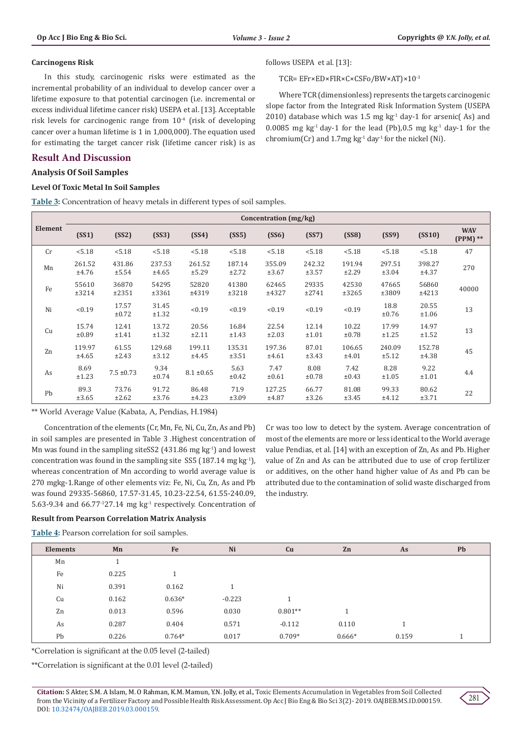### Carcinogens Risk

In this study, carcinogenic risks were estimated as the incremental probability of an individual to develop cancer over a lifetime exposure to that potential carcinogen (i.e. incremental or excess individual lifetime cancer risk) USEPA et al. [13]. Acceptable risk levels for carcinogenic range from $10^{-4}$ (risk of developing cancer over a human lifetime is 1 in 1,000,000). The equation used for estimating the target cancer risk (lifetime cancer risk) is as follows USEPA et al. [13]:

$$TCR= EFr×ED×FIR×C×CSFo/BW×AT)×10^{-3}$$

Where TCR (dimensionless) represents the targets carcinogenic slope factor from the Integrated Risk Information System (USEPA 2010) database which was 1.5 mg $kg^{-1}$ day-1 for arsenic( As) and 0.0085 mg $kg^{-1}$ day-1 for the lead (Pb),0.5 mg $kg^{-1}$ day-1 for the chromium(Cr) and 1.7mg $kg^{-1}$ $day^{-1}$ for the nickel (Ni).

## Result And Discussion

### Analysis Of Soil Samples

#### Level Of Toxic Metal In Soil Samples

**Table 3:** Concentration of heavy metals in different types of soil samples.

| Element | Concentration (mg/kg) | | | | | | | | | | |
|---|---|---|---|---|---|---|---|---|---|---|---|
| | (SS1) | (SS2) | (SS3) | (SS4) | (SS5) | (SS6) | (SS7) | (SS8) | (SS9) | (SS10) | WAV (PPM) ** |
| Cr | <5.18 | <5.18 | <5.18 | <5.18 | <5.18 | <5.18 | <5.18 | <5.18 | <5.18 | <5.18 | 47 |
| Mn | 261.52 ±4.76 | 431.86 ±5.54 | 237.53 ±4.65 | 261.52 ±5.29 | 187.14 ±2.72 | 355.09 ±3.67 | 242.32 ±3.57 | 191.94 ±2.29 | 297.51 ±3.04 | 398.27 ±4.37 | 270 |
| Fe | 55610 ±3214 | 36870 ±2351 | 54295 ±3361 | 52820 ±4319 | 41380 ±3218 | 62465 ±4327 | 29335 ±2741 | 42530 ±3265 | 47665 ±3809 | 56860 ±4213 | 40000 |
| Ni | <0.19 | 17.57 ±0.72 | 31.45 ±1.32 | <0.19 | <0.19 | <0.19 | <0.19 | <0.19 | 18.8 ±0.76 | 20.55 ±1.06 | 13 |
| Cu | 15.74 ±0.89 | 12.41 ±1.41 | 13.72 ±1.32 | 20.56 ±2.11 | 16.84 ±1.43 | 22.54 ±2.03 | 12.14 ±1.01 | 10.22 ±0.78 | 17.99 ±1.25 | 14.97 ±1.52 | 13 |
| Zn | 119.97 ±4.65 | 61.55 ±2.43 | 129.68 ±3.12 | 199.11 ±4.45 | 135.31 ±3.51 | 197.36 ±4.61 | 87.01 ±3.43 | 106.65 ±4.01 | 240.09 ±5.12 | 152.78 ±4.38 | 45 |
| As | 8.69 ±1.23 | 7.5 ±0.73 | 9.34 ±0.74 | 8.1 ±0.65 | 5.63 ±0.42 | 7.47 ±0.61 | 8.08 ±0.78 | 7.42 ±0.43 | 8.28 ±1.05 | 9.22 ±1.01 | 4.4 |
| Pb | 89.3 ±3.65 | 73.76 ±2.62 | 91.72 ±3.76 | 86.48 ±4.23 | 71.9 ±3.09 | 127.25 ±4.87 | 66.77 ±3.26 | 81.08 ±3.45 | 99.33 ±4.12 | 80.62 ±3.71 | 22 |

** World Average Value (Kabata, A, Pendias, H.1984)

Concentration of the elements (Cr, Mn, Fe, Ni, Cu, Zn, As and Pb) in soil samples are presented in Table 3 .Highest concentration of Mn was found in the sampling siteSS2 (431.86 mg $kg^{-1}$) and lowest concentration was found in the sampling site SS5 (187.14 mg $kg^{-1}$), whereas concentration of Mn according to world average value is 270 mgkg-1.Range of other elements viz: Fe, Ni, Cu, Zn, As and Pb was found 29335-56860, 17.57-31.45, 10.23-22.54, 61.55-240.09, 5.63-9.34 and 66.77-127.14 mg $kg^{-1}$ respectively. Concentration of Cr was too low to detect by the system. Average concentration of most of the elements are more or less identical to the World average value Pendias, et al. [14] with an exception of Zn, As and Pb. Higher value of Zn and As can be attributed due to use of crop fertilizer or additives, on the other hand higher value of As and Pb can be attributed due to the contamination of solid waste discharged from the industry.

#### Result from Pearson Correlation Matrix Analysis

**Table 4:** Pearson correlation for soil samples.

| Elements | Mn | Fe | Ni | Cu | Zn | As | Pb |
|---|---|---|---|---|---|---|---|
| Mn | 1 | | | | | | |
| Fe | 0.225 | 1 | | | | | |
| Ni | 0.391 | 0.162 | 1 | | | | |
| Cu | 0.162 | 0.636* | -0.223 | 1 | | | |
| Zn | 0.013 | 0.596 | 0.030 | 0.801** | 1 | | |
| As | 0.287 | 0.404 | 0.571 | -0.112 | 0.110 | 1 | |
| Pb | 0.226 | 0.764* | 0.017 | 0.709* | 0.666* | 0.159 | 1 |

*Correlation is significant at the 0.05 level (2-tailed)

**Correlation is significant at the 0.01 level (2-tailed)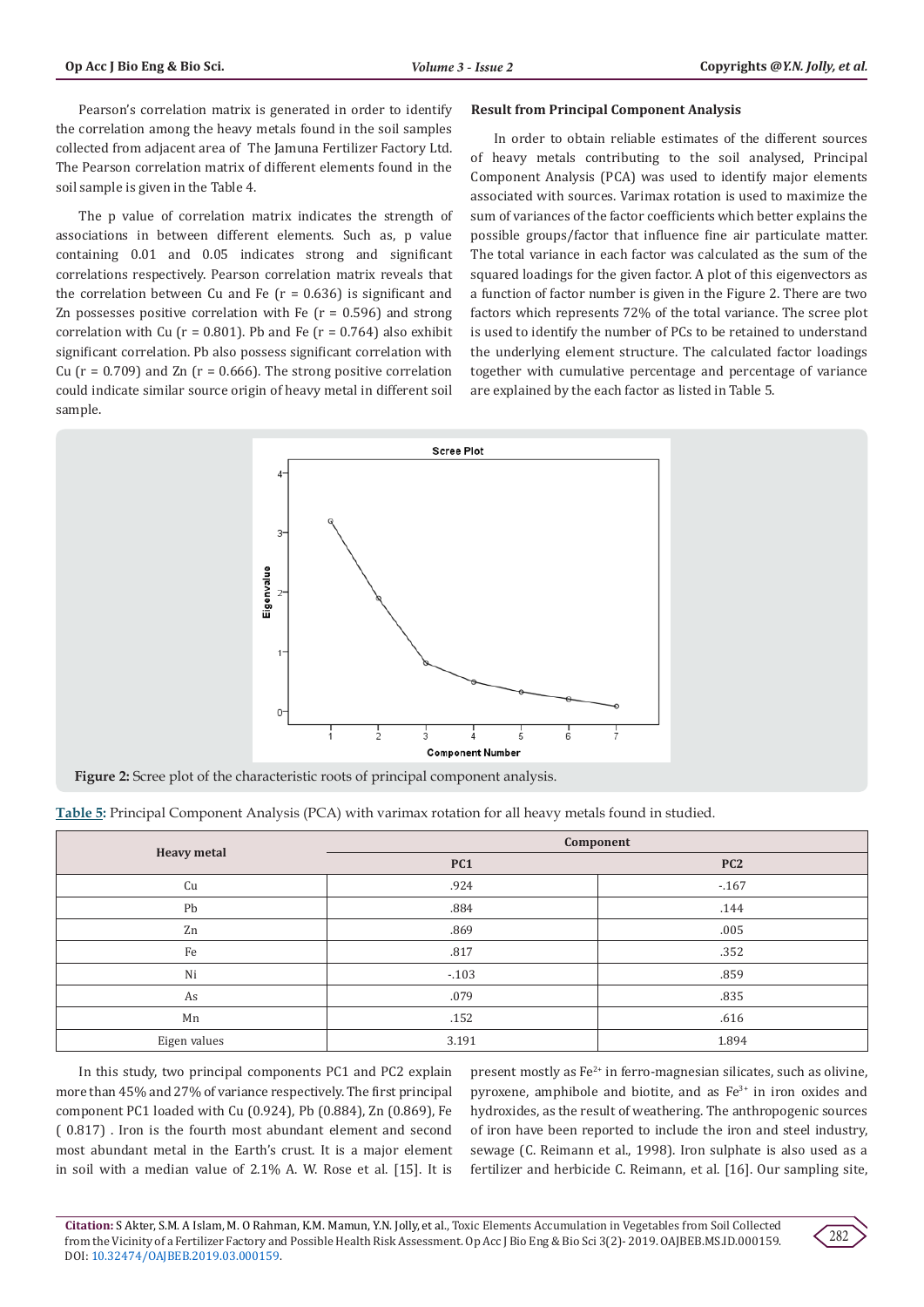Pearson's correlation matrix is generated in order to identify the correlation among the heavy metals found in the soil samples collected from adjacent area of The Jamuna Fertilizer Factory Ltd. The Pearson correlation matrix of different elements found in the soil sample is given in the Table 4.

The p value of correlation matrix indicates the strength of associations in between different elements. Such as, p value containing 0.01 and 0.05 indicates strong and significant correlations respectively. Pearson correlation matrix reveals that the correlation between Cu and Fe (r = 0.636) is significant and Zn possesses positive correlation with Fe (r = 0.596) and strong correlation with Cu (r = 0.801). Pb and Fe (r = 0.764) also exhibit significant correlation. Pb also possess significant correlation with Cu (r = 0.709) and Zn (r = 0.666). The strong positive correlation could indicate similar source origin of heavy metal in different soil sample.

**Result from Principal Component Analysis**

In order to obtain reliable estimates of the different sources of heavy metals contributing to the soil analysed, Principal Component Analysis (PCA) was used to identify major elements associated with sources. Varimax rotation is used to maximize the sum of variances of the factor coefficients which better explains the possible groups/factor that influence fine air particulate matter. The total variance in each factor was calculated as the sum of the squared loadings for the given factor. A plot of this eigenvectors as a function of factor number is given in the Figure 2. There are two factors which represents 72% of the total variance. The scree plot is used to identify the number of PCs to be retained to understand the underlying element structure. The calculated factor loadings together with cumulative percentage and percentage of variance are explained by the each factor as listed in Table 5.

**Figure 2:** Scree plot of the characteristic roots of principal component analysis.

**Table 5:** Principal Component Analysis (PCA) with varimax rotation for all heavy metals found in studied.

| Heavy metal | Component | |
|---|---|---|
| | PC1 | PC2 |
| Cu | .924 | -.167 |
| Pb | .884 | .144 |
| Zn | .869 | .005 |
| Fe | .817 | .352 |
| Ni | -.103 | .859 |
| As | .079 | .835 |
| Mn | .152 | .616 |
| Eigen values | 3.191 | 1.894 |

In this study, two principal components PC1 and PC2 explain more than 45% and 27% of variance respectively. The first principal component PC1 loaded with Cu (0.924), Pb (0.884), Zn (0.869), Fe ( 0.817) . Iron is the fourth most abundant element and second most abundant metal in the Earth's crust. It is a major element in soil with a median value of 2.1% A. W. Rose et al. [15]. It is present mostly as $Fe^{2+}$ in ferro-magnesian silicates, such as olivine, pyroxene, amphibole and biotite, and as $Fe^{3+}$ in iron oxides and hydroxides, as the result of weathering. The anthropogenic sources of iron have been reported to include the iron and steel industry, sewage (C. Reimann et al., 1998). Iron sulphate is also used as a fertilizer and herbicide C. Reimann, et al. [16]. Our sampling site,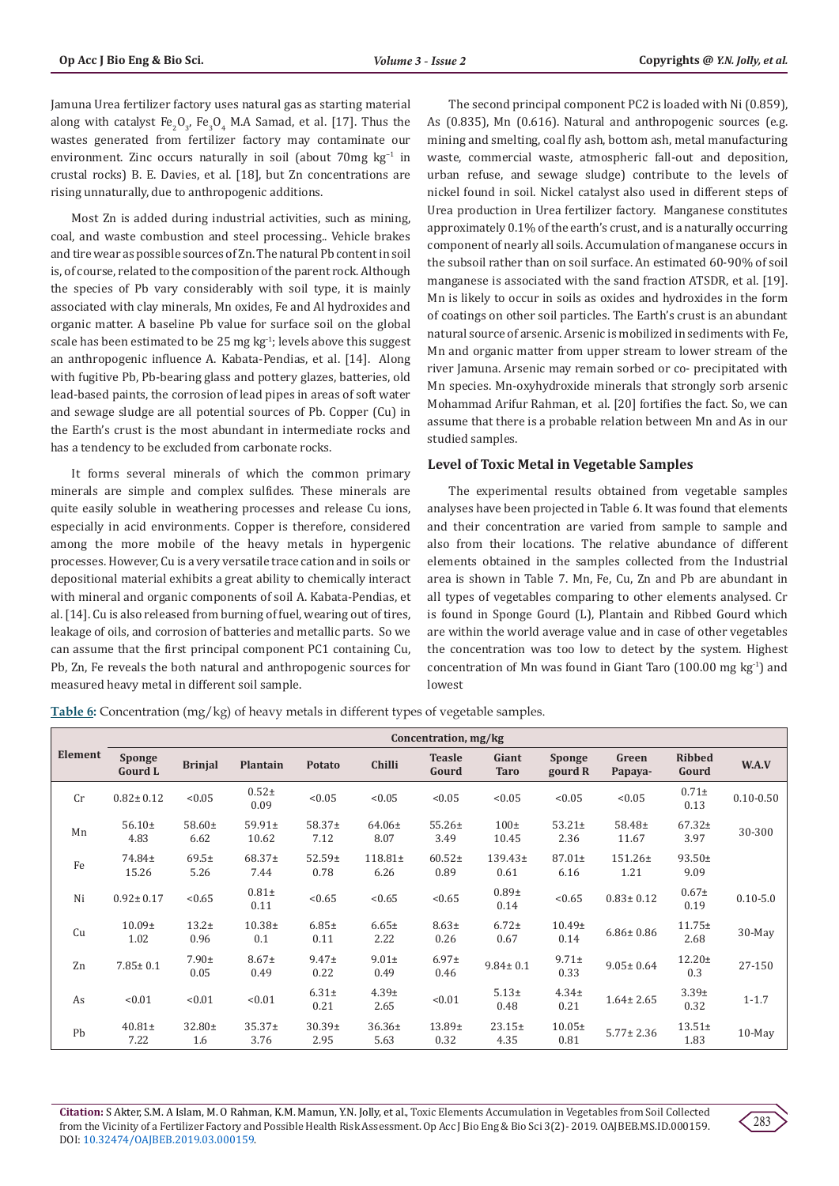Jamuna Urea fertilizer factory uses natural gas as starting material along with catalyst $Fe_2O_3$, $Fe_3O_4$ M.A Samad, et al. [17]. Thus the wastes generated from fertilizer factory may contaminate our environment. Zinc occurs naturally in soil (about 70mg $kg^{-1}$ in crustal rocks) B. E. Davies, et al. [18], but Zn concentrations are rising unnaturally, due to anthropogenic additions.

Most Zn is added during industrial activities, such as mining, coal, and waste combustion and steel processing.. Vehicle brakes and tire wear as possible sources of Zn. The natural Pb content in soil is, of course, related to the composition of the parent rock. Although the species of Pb vary considerably with soil type, it is mainly associated with clay minerals, Mn oxides, Fe and Al hydroxides and organic matter. A baseline Pb value for surface soil on the global scale has been estimated to be 25 mg $kg^{-1}$; levels above this suggest an anthropogenic influence A. Kabata-Pendias, et al. [14]. Along with fugitive Pb, Pb-bearing glass and pottery glazes, batteries, old lead-based paints, the corrosion of lead pipes in areas of soft water and sewage sludge are all potential sources of Pb. Copper (Cu) in the Earth's crust is the most abundant in intermediate rocks and has a tendency to be excluded from carbonate rocks.

It forms several minerals of which the common primary minerals are simple and complex sulfides. These minerals are quite easily soluble in weathering processes and release Cu ions, especially in acid environments. Copper is therefore, considered among the more mobile of the heavy metals in hypergenic processes. However, Cu is a very versatile trace cation and in soils or depositional material exhibits a great ability to chemically interact with mineral and organic components of soil A. Kabata-Pendias, et al. [14]. Cu is also released from burning of fuel, wearing out of tires, leakage of oils, and corrosion of batteries and metallic parts. So we can assume that the first principal component PC1 containing Cu, Pb, Zn, Fe reveals the both natural and anthropogenic sources for measured heavy metal in different soil sample.

The second principal component PC2 is loaded with Ni (0.859), As (0.835), Mn (0.616). Natural and anthropogenic sources (e.g. mining and smelting, coal fly ash, bottom ash, metal manufacturing waste, commercial waste, atmospheric fall-out and deposition, urban refuse, and sewage sludge) contribute to the levels of nickel found in soil. Nickel catalyst also used in different steps of Urea production in Urea fertilizer factory. Manganese constitutes approximately 0.1% of the earth's crust, and is a naturally occurring component of nearly all soils. Accumulation of manganese occurs in the subsoil rather than on soil surface. An estimated 60-90% of soil manganese is associated with the sand fraction ATSDR, et al. [19]. Mn is likely to occur in soils as oxides and hydroxides in the form of coatings on other soil particles. The Earth's crust is an abundant natural source of arsenic. Arsenic is mobilized in sediments with Fe, Mn and organic matter from upper stream to lower stream of the river Jamuna. Arsenic may remain sorbed or co- precipitated with Mn species. Mn-oxyhydroxide minerals that strongly sorb arsenic Mohammad Arifur Rahman, et al. [20] fortifies the fact. So, we can assume that there is a probable relation between Mn and As in our studied samples.

### Level of Toxic Metal in Vegetable Samples

The experimental results obtained from vegetable samples analyses have been projected in Table 6. It was found that elements and their concentration are varied from sample to sample and also from their locations. The relative abundance of different elements obtained in the samples collected from the Industrial area is shown in Table 7. Mn, Fe, Cu, Zn and Pb are abundant in all types of vegetables comparing to other elements analysed. Cr is found in Sponge Gourd (L), Plantain and Ribbed Gourd which are within the world average value and in case of other vegetables the concentration was too low to detect by the system. Highest concentration of Mn was found in Giant Taro (100.00 mg $kg^{-1}$) and lowest

**Table 6**: Concentration (mg/kg) of heavy metals in different types of vegetable samples.

| Element | Concentration, mg/kg | | | | | | | | | | |
|---|---|---|---|---|---|---|---|---|---|---|---|
| | Sponge Gourd L | Brinjal | Plantain | Potato | Chilli | Teasle Gourd | Giant Taro | Sponge gourd R | Green Papaya- | Ribbed Gourd | W.A.V |
| Cr | 0.82± 0.12 | <0.05 | 0.52± 0.09 | <0.05 | <0.05 | <0.05 | <0.05 | <0.05 | <0.05 | 0.71± 0.13 | 0.10-0.50 |
| Mn | 56.10± 4.83 | 58.60± 6.62 | 59.91± 10.62 | 58.37± 7.12 | 64.06± 8.07 | 55.26± 3.49 | 100± 10.45 | 53.21± 2.36 | 58.48± 11.67 | 67.32± 3.97 | 30-300 |
| Fe | 74.84± 15.26 | 69.5± 5.26 | 68.37± 7.44 | 52.59± 0.78 | 118.81± 6.26 | 60.52± 0.89 | 139.43± 0.61 | 87.01± 6.16 | 151.26± 1.21 | 93.50± 9.09 | |
| Ni | 0.92± 0.17 | <0.65 | 0.81± 0.11 | <0.65 | <0.65 | <0.65 | 0.89± 0.14 | <0.65 | 0.83± 0.12 | 0.67± 0.19 | 0.10-5.0 |
| Cu | 10.09± 1.02 | 13.2± 0.96 | 10.38± 0.1 | 6.85± 0.11 | 6.65± 2.22 | 8.63± 0.26 | 6.72± 0.67 | 10.49± 0.14 | 6.86± 0.86 | 11.75± 2.68 | 30-May |
| Zn | 7.85± 0.1 | 7.90± 0.05 | 8.67± 0.49 | 9.47± 0.22 | 9.01± 0.49 | 6.97± 0.46 | 9.84± 0.1 | 9.71± 0.33 | 9.05± 0.64 | 12.20± 0.3 | 27-150 |
| As | <0.01 | <0.01 | <0.01 | 6.31± 0.21 | 4.39± 2.65 | <0.01 | 5.13± 0.48 | 4.34± 0.21 | 1.64± 2.65 | 3.39± 0.32 | 1-1.7 |
| Pb | 40.81± 7.22 | 32.80± 1.6 | 35.37± 3.76 | 30.39± 2.95 | 36.36± 5.63 | 13.89± 0.32 | 23.15± 4.35 | 10.05± 0.81 | 5.77± 2.36 | 13.51± 1.83 | 10-May |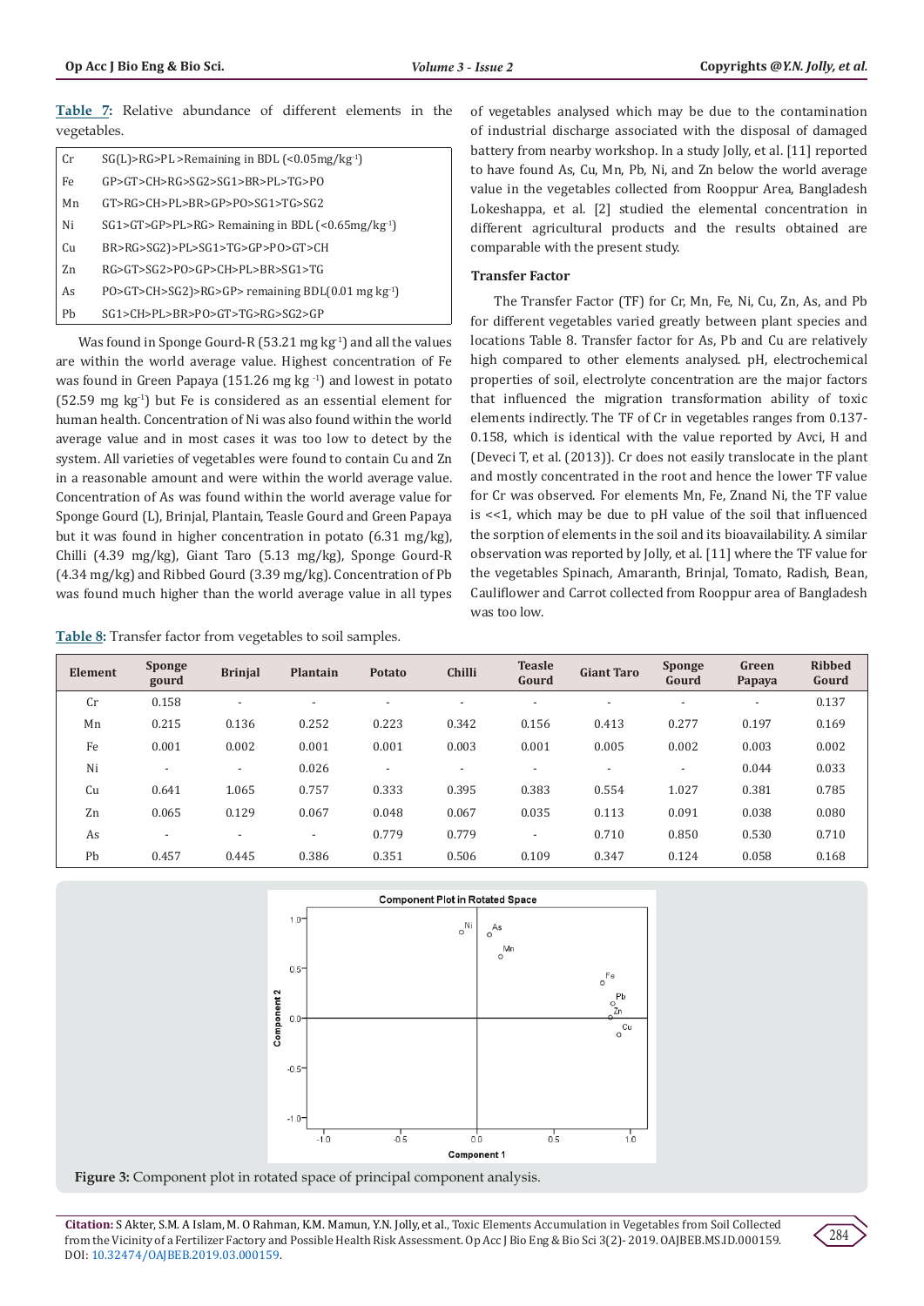**Table 7:** Relative abundance of different elements in the vegetables.

| | |
|---|---|
| Cr | SG(L)>RG>PL >Remaining in BDL (<0.05mg/kg$^{-1}$) |
| Fe | GP>GT>CH>RG>SG2>SG1>BR>PL>TG>PO |
| Mn | GT>RG>CH>PL>BR>GP>PO>SG1>TG>SG2 |
| Ni | SG1>GT>GP>PL>RG> Remaining in BDL (<0.65mg/kg$^{-1}$) |
| Cu | BR>RG>SG2)>PL>SG1>TG>GP>PO>GT>CH |
| Zn | RG>GT>SG2>PO>GP>CH>PL>BR>SG1>TG |
| As | PO>GT>CH>SG2)>RG>GP> remaining BDL(0.01 mg kg$^{-1}$) |
| Pb | SG1>CH>PL>BR>PO>GT>TG>RG>SG2>GP |

Was found in Sponge Gourd-R (53.21 mg kg$^{-1}$) and all the values are within the world average value. Highest concentration of Fe was found in Green Papaya (151.26 mg kg $^{-1}$) and lowest in potato (52.59 mg kg$^{-1}$) but Fe is considered as an essential element for human health. Concentration of Ni was also found within the world average value and in most cases it was too low to detect by the system. All varieties of vegetables were found to contain Cu and Zn in a reasonable amount and were within the world average value. Concentration of As was found within the world average value for Sponge Gourd (L), Brinjal, Plantain, Teasle Gourd and Green Papaya but it was found in higher concentration in potato (6.31 mg/kg), Chilli (4.39 mg/kg), Giant Taro (5.13 mg/kg), Sponge Gourd-R (4.34 mg/kg) and Ribbed Gourd (3.39 mg/kg). Concentration of Pb was found much higher than the world average value in all types of vegetables analysed which may be due to the contamination of industrial discharge associated with the disposal of damaged battery from nearby workshop. In a study Jolly, et al. [11] reported to have found As, Cu, Mn, Pb, Ni, and Zn below the world average value in the vegetables collected from Rooppur Area, Bangladesh Lokeshappa, et al. [2] studied the elemental concentration in different agricultural products and the results obtained are comparable with the present study.

### Transfer Factor

The Transfer Factor (TF) for Cr, Mn, Fe, Ni, Cu, Zn, As, and Pb for different vegetables varied greatly between plant species and locations Table 8. Transfer factor for As, Pb and Cu are relatively high compared to other elements analysed. pH, electrochemical properties of soil, electrolyte concentration are the major factors that influenced the migration transformation ability of toxic elements indirectly. The TF of Cr in vegetables ranges from 0.137-0.158, which is identical with the value reported by Avci, H and (Deveci T, et al. (2013)). Cr does not easily translocate in the plant and mostly concentrated in the root and hence the lower TF value for Cr was observed. For elements Mn, Fe, Znand Ni, the TF value is <<1, which may be due to pH value of the soil that influenced the sorption of elements in the soil and its bioavailability. A similar observation was reported by Jolly, et al. [11] where the TF value for the vegetables Spinach, Amaranth, Brinjal, Tomato, Radish, Bean, Cauliflower and Carrot collected from Rooppur area of Bangladesh was too low.

**Table 8:** Transfer factor from vegetables to soil samples.

| Element | Sponge gourd | Brinjal | Plantain | Potato | Chilli | Teasle Gourd | Giant Taro | Sponge Gourd | Green Papaya | Ribbed Gourd |
|---|---|---|---|---|---|---|---|---|---|---|
| Cr | 0.158 | - | - | - | - | - | - | - | - | 0.137 |
| Mn | 0.215 | 0.136 | 0.252 | 0.223 | 0.342 | 0.156 | 0.413 | 0.277 | 0.197 | 0.169 |
| Fe | 0.001 | 0.002 | 0.001 | 0.001 | 0.003 | 0.001 | 0.005 | 0.002 | 0.003 | 0.002 |
| Ni | - | - | 0.026 | - | - | - | - | - | 0.044 | 0.033 |
| Cu | 0.641 | 1.065 | 0.757 | 0.333 | 0.395 | 0.383 | 0.554 | 1.027 | 0.381 | 0.785 |
| Zn | 0.065 | 0.129 | 0.067 | 0.048 | 0.067 | 0.035 | 0.113 | 0.091 | 0.038 | 0.080 |
| As | - | - | - | 0.779 | 0.779 | - | 0.710 | 0.850 | 0.530 | 0.710 |
| Pb | 0.457 | 0.445 | 0.386 | 0.351 | 0.506 | 0.109 | 0.347 | 0.124 | 0.058 | 0.168 |

**Figure 3:** Component plot in rotated space of principal component analysis.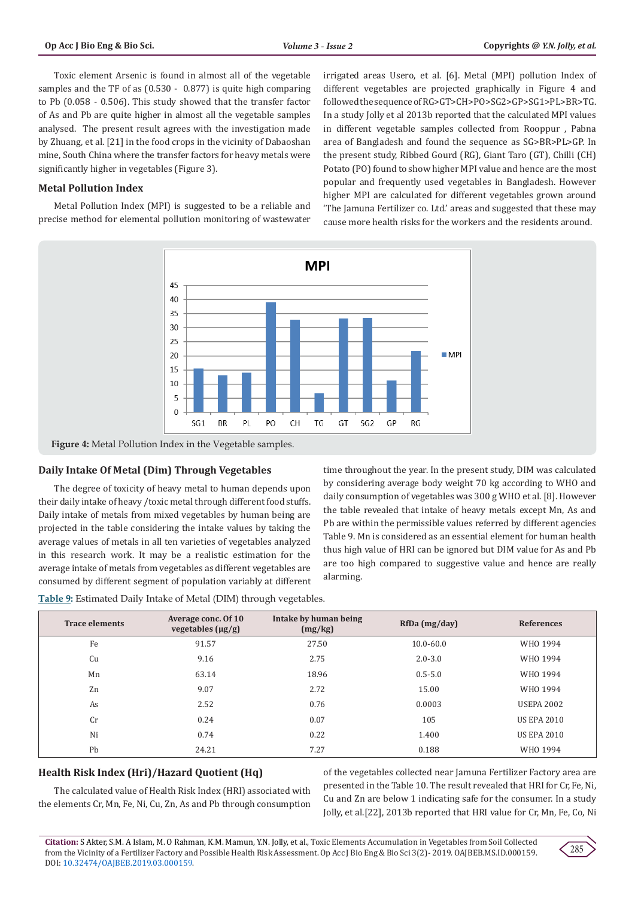Toxic element Arsenic is found in almost all of the vegetable samples and the TF of as (0.530 - 0.877) is quite high comparing to Pb (0.058 - 0.506). This study showed that the transfer factor of As and Pb are quite higher in almost all the vegetable samples analysed. The present result agrees with the investigation made by Zhuang, et al. [21] in the food crops in the vicinity of Dabaoshan mine, South China where the transfer factors for heavy metals were significantly higher in vegetables (Figure 3).

### Metal Pollution Index

Metal Pollution Index (MPI) is suggested to be a reliable and precise method for elemental pollution monitoring of wastewater irrigated areas Usero, et al. [6]. Metal (MPI) pollution Index of different vegetables are projected graphically in Figure 4 and followed the sequence of RG>GT>CH>PO>SG2>GP>SG1>PL>BR>TG. In a study Jolly et al 2013b reported that the calculated MPI values in different vegetable samples collected from Rooppur , Pabna area of Bangladesh and found the sequence as SG>BR>PL>GP. In the present study, Ribbed Gourd (RG), Giant Taro (GT), Chilli (CH) Potato (PO) found to show higher MPI value and hence are the most popular and frequently used vegetables in Bangladesh. However higher MPI are calculated for different vegetables grown around 'The Jamuna Fertilizer co. Ltd.' areas and suggested that these may cause more health risks for the workers and the residents around.

**Figure 4:** Metal Pollution Index in the Vegetable samples.

### Daily Intake Of Metal (Dim) Through Vegetables

The degree of toxicity of heavy metal to human depends upon their daily intake of heavy /toxic metal through different food stuffs. Daily intake of metals from mixed vegetables by human being are projected in the table considering the intake values by taking the average values of metals in all ten varieties of vegetables analyzed in this research work. It may be a realistic estimation for the average intake of metals from vegetables as different vegetables are consumed by different segment of population variably at different time throughout the year. In the present study, DIM was calculated by considering average body weight 70 kg according to WHO and daily consumption of vegetables was 300 g WHO et al. [8]. However the table revealed that intake of heavy metals except Mn, As and Pb are within the permissible values referred by different agencies Table 9. Mn is considered as an essential element for human health thus high value of HRI can be ignored but DIM value for As and Pb are too high compared to suggestive value and hence are really alarming.

**Table 9:** Estimated Daily Intake of Metal (DIM) through vegetables.

| Trace elements | Average conc. Of 10 vegetables (μg/g) | Intake by human being (mg/kg) | RfDa (mg/day) | References |
|---|---|---|---|---|
| Fe | 91.57 | 27.50 | 10.0-60.0 | WHO 1994 |
| Cu | 9.16 | 2.75 | 2.0-3.0 | WHO 1994 |
| Mn | 63.14 | 18.96 | 0.5-5.0 | WHO 1994 |
| Zn | 9.07 | 2.72 | 15.00 | WHO 1994 |
| As | 2.52 | 0.76 | 0.0003 | USEPA 2002 |
| Cr | 0.24 | 0.07 | 105 | US EPA 2010 |
| Ni | 0.74 | 0.22 | 1.400 | US EPA 2010 |
| Pb | 24.21 | 7.27 | 0.188 | WHO 1994 |

### Health Risk Index (Hri)/Hazard Quotient (Hq)

The calculated value of Health Risk Index (HRI) associated with the elements Cr, Mn, Fe, Ni, Cu, Zn, As and Pb through consumption of the vegetables collected near Jamuna Fertilizer Factory area are presented in the Table 10. The result revealed that HRI for Cr, Fe, Ni, Cu and Zn are below 1 indicating safe for the consumer. In a study Jolly, et al.[22], 2013b reported that HRI value for Cr, Mn, Fe, Co, Ni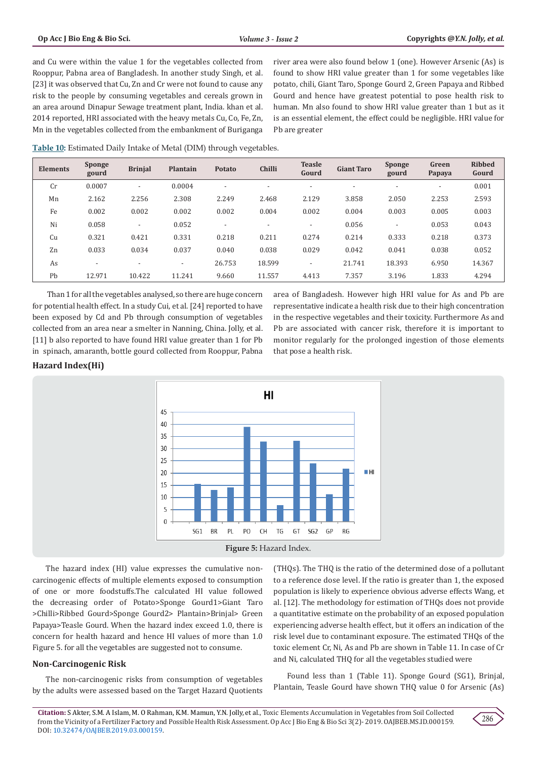and Cu were within the value 1 for the vegetables collected from Rooppur, Pabna area of Bangladesh. In another study Singh, et al. [23] it was observed that Cu, Zn and Cr were not found to cause any risk to the people by consuming vegetables and cereals grown in an area around Dinapur Sewage treatment plant, India. khan et al. 2014 reported, HRI associated with the heavy metals Cu, Co, Fe, Zn, Mn in the vegetables collected from the embankment of Buriganga river area were also found below 1 (one). However Arsenic (As) is found to show HRI value greater than 1 for some vegetables like potato, chili, Giant Taro, Sponge Gourd 2, Green Papaya and Ribbed Gourd and hence have greatest potential to pose health risk to human. Mn also found to show HRI value greater than 1 but as it is an essential element, the effect could be negligible. HRI value for Pb are greater

**Table 10:** Estimated Daily Intake of Metal (DIM) through vegetables.

| Elements | Sponge gourd | Brinjal | Plantain | Potato | Chilli | Teasle Gourd | Giant Taro | Sponge gourd | Green Papaya | Ribbed Gourd |
|---|---|---|---|---|---|---|---|---|---|---|
| Cr | 0.0007 | - | 0.0004 | - | - | - | - | - | - | 0.001 |
| Mn | 2.162 | 2.256 | 2.308 | 2.249 | 2.468 | 2.129 | 3.858 | 2.050 | 2.253 | 2.593 |
| Fe | 0.002 | 0.002 | 0.002 | 0.002 | 0.004 | 0.002 | 0.004 | 0.003 | 0.005 | 0.003 |
| Ni | 0.058 | - | 0.052 | - | - | - | 0.056 | - | 0.053 | 0.043 |
| Cu | 0.321 | 0.421 | 0.331 | 0.218 | 0.211 | 0.274 | 0.214 | 0.333 | 0.218 | 0.373 |
| Zn | 0.033 | 0.034 | 0.037 | 0.040 | 0.038 | 0.029 | 0.042 | 0.041 | 0.038 | 0.052 |
| As | - | - | - | 26.753 | 18.599 | - | 21.741 | 18.393 | 6.950 | 14.367 |
| Pb | 12.971 | 10.422 | 11.241 | 9.660 | 11.557 | 4.413 | 7.357 | 3.196 | 1.833 | 4.294 |

Than 1 for all the vegetables analysed, so there are huge concern for potential health effect. In a study Cui, et al. [24] reported to have been exposed by Cd and Pb through consumption of vegetables collected from an area near a smelter in Nanning, China. Jolly, et al. [11] b also reported to have found HRI value greater than 1 for Pb in spinach, amaranth, bottle gourd collected from Rooppur, Pabna area of Bangladesh. However high HRI value for As and Pb are representative indicate a health risk due to their high concentration in the respective vegetables and their toxicity. Furthermore As and Pb are associated with cancer risk, therefore it is important to monitor regularly for the prolonged ingestion of those elements that pose a health risk.

## Hazard Index(Hi)

Figure 5: Hazard Index.

The hazard index (HI) value expresses the cumulative non-carcinogenic effects of multiple elements exposed to consumption of one or more foodstuffs.The calculated HI value followed the decreasing order of Potato>Sponge Gourd1>Giant Taro >Chilli>Ribbed Gourd>Sponge Gourd2> Plantain>Brinjal> Green Papaya>Teasle Gourd. When the hazard index exceed 1.0, there is concern for health hazard and hence HI values of more than 1.0 Figure 5. for all the vegetables are suggested not to consume.

## Non-Carcinogenic Risk

The non-carcinogenic risks from consumption of vegetables by the adults were assessed based on the Target Hazard Quotients (THQs). The THQ is the ratio of the determined dose of a pollutant to a reference dose level. If the ratio is greater than 1, the exposed population is likely to experience obvious adverse effects Wang, et al. [12]. The methodology for estimation of THQs does not provide a quantitative estimate on the probability of an exposed population experiencing adverse health effect, but it offers an indication of the risk level due to contaminant exposure. The estimated THQs of the toxic element Cr, Ni, As and Pb are shown in Table 11. In case of Cr and Ni, calculated THQ for all the vegetables studied were

Found less than 1 (Table 11). Sponge Gourd (SG1), Brinjal, Plantain, Teasle Gourd have shown THQ value 0 for Arsenic (As)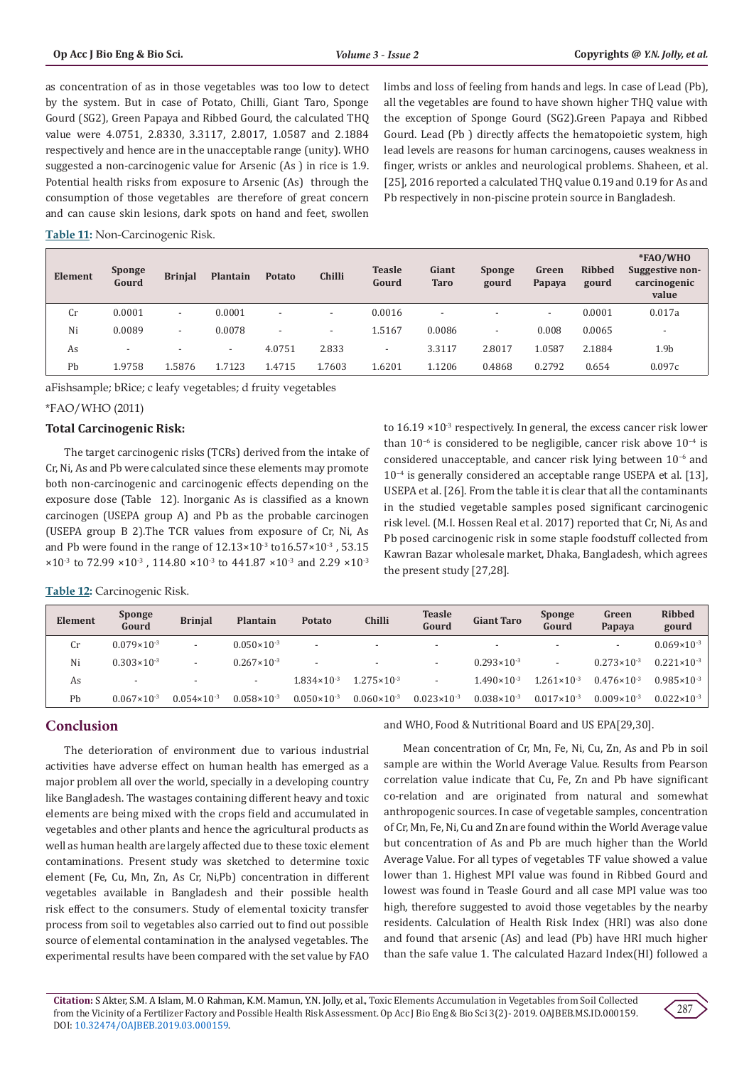as concentration of as in those vegetables was too low to detect by the system. But in case of Potato, Chilli, Giant Taro, Sponge Gourd (SG2), Green Papaya and Ribbed Gourd, the calculated THQ value were 4.0751, 2.8330, 3.3117, 2.8017, 1.0587 and 2.1884 respectively and hence are in the unacceptable range (unity). WHO suggested a non-carcinogenic value for Arsenic (As ) in rice is 1.9. Potential health risks from exposure to Arsenic (As) through the consumption of those vegetables are therefore of great concern and can cause skin lesions, dark spots on hand and feet, swollen limbs and loss of feeling from hands and legs. In case of Lead (Pb), all the vegetables are found to have shown higher THQ value with the exception of Sponge Gourd (SG2).Green Papaya and Ribbed Gourd. Lead (Pb ) directly affects the hematopoietic system, high lead levels are reasons for human carcinogens, causes weakness in finger, wrists or ankles and neurological problems. Shaheen, et al. [25], 2016 reported a calculated THQ value 0.19 and 0.19 for As and Pb respectively in non-piscine protein source in Bangladesh.

**Table 11:** Non-Carcinogenic Risk.

| Element | Sponge Gourd | Brinjal | Plantain | Potato | Chilli | Teasle Gourd | Giant Taro | Sponge gourd | Green Papaya | Ribbed gourd | *FAO/WHO Suggestive non-carcinogenic value |
|---|---|---|---|---|---|---|---|---|---|---|---|
| Cr | 0.0001 | - | 0.0001 | - | - | 0.0016 | - | - | - | 0.0001 | 0.017a |
| Ni | 0.0089 | - | 0.0078 | - | - | 1.5167 | 0.0086 | - | 0.008 | 0.0065 | - |
| As | - | - | - | 4.0751 | 2.833 | - | 3.3117 | 2.8017 | 1.0587 | 2.1884 | 1.9b |
| Pb | 1.9758 | 1.5876 | 1.7123 | 1.4715 | 1.7603 | 1.6201 | 1.1206 | 0.4868 | 0.2792 | 0.654 | 0.097c |

aFishsample; bRice; c leafy vegetables; d fruity vegetables

*FAO/WHO (2011)

### Total Carcinogenic Risk:

The target carcinogenic risks (TCRs) derived from the intake of Cr, Ni, As and Pb were calculated since these elements may promote both non-carcinogenic and carcinogenic effects depending on the exposure dose (Table 12). Inorganic As is classified as a known carcinogen (USEPA group A) and Pb as the probable carcinogen (USEPA group B 2).The TCR values from exposure of Cr, Ni, As and Pb were found in the range of $12.13\times10^{-3}$ to$16.57\times10^{-3}$ , 53.15 $\times10^{-3}$ to 72.99 $\times10^{-3}$ , 114.80 $\times10^{-3}$ to 441.87 $\times10^{-3}$ and 2.29 $\times10^{-3}$ to 16.19 $\times10^{-3}$ respectively. In general, the excess cancer risk lower than $10^{-6}$ is considered to be negligible, cancer risk above $10^{-4}$ is considered unacceptable, and cancer risk lying between $10^{-6}$ and $10^{-4}$ is generally considered an acceptable range USEPA et al. [13], USEPA et al. [26]. From the table it is clear that all the contaminants in the studied vegetable samples posed significant carcinogenic risk level. (M.I. Hossen Real et al. 2017) reported that Cr, Ni, As and Pb posed carcinogenic risk in some staple foodstuff collected from Kawran Bazar wholesale market, Dhaka, Bangladesh, which agrees the present study [27,28].

**Table 12:** Carcinogenic Risk.

| Element | Sponge Gourd | Brinjal | Plantain | Potato | Chilli | Teasle Gourd | Giant Taro | Sponge Gourd | Green Papaya | Ribbed gourd |
|---|---|---|---|---|---|---|---|---|---|---|
| Cr | $0.079\times10^{-3}$ | - | $0.050\times10^{-3}$ | - | - | - | - | - | - | $0.069\times10^{-3}$ |
| Ni | $0.303\times10^{-3}$ | - | $0.267\times10^{-3}$ | - | - | - | $0.293\times10^{-3}$ | - | $0.273\times10^{-3}$ | $0.221\times10^{-3}$ |
| As | - | - | - | $1.834\times10^{-3}$ | $1.275\times10^{-3}$ | - | $1.490\times10^{-3}$ | $1.261\times10^{-3}$ | $0.476\times10^{-3}$ | $0.985\times10^{-3}$ |
| Pb | $0.067\times10^{-3}$ | $0.054\times10^{-3}$ | $0.058\times10^{-3}$ | $0.050\times10^{-3}$ | $0.060\times10^{-3}$ | $0.023\times10^{-3}$ | $0.038\times10^{-3}$ | $0.017\times10^{-3}$ | $0.009\times10^{-3}$ | $0.022\times10^{-3}$ |

## Conclusion

The deterioration of environment due to various industrial activities have adverse effect on human health has emerged as a major problem all over the world, specially in a developing country like Bangladesh. The wastages containing different heavy and toxic elements are being mixed with the crops field and accumulated in vegetables and other plants and hence the agricultural products as well as human health are largely affected due to these toxic element contaminations. Present study was sketched to determine toxic element (Fe, Cu, Mn, Zn, As Cr, Ni,Pb) concentration in different vegetables available in Bangladesh and their possible health risk effect to the consumers. Study of elemental toxicity transfer process from soil to vegetables also carried out to find out possible source of elemental contamination in the analysed vegetables. The experimental results have been compared with the set value by FAO and WHO, Food & Nutritional Board and US EPA[29,30].

Mean concentration of Cr, Mn, Fe, Ni, Cu, Zn, As and Pb in soil sample are within the World Average Value. Results from Pearson correlation value indicate that Cu, Fe, Zn and Pb have significant co-relation and are originated from natural and somewhat anthropogenic sources. In case of vegetable samples, concentration of Cr, Mn, Fe, Ni, Cu and Zn are found within the World Average value but concentration of As and Pb are much higher than the World Average Value. For all types of vegetables TF value showed a value lower than 1. Highest MPI value was found in Ribbed Gourd and lowest was found in Teasle Gourd and all case MPI value was too high, therefore suggested to avoid those vegetables by the nearby residents. Calculation of Health Risk Index (HRI) was also done and found that arsenic (As) and lead (Pb) have HRI much higher than the safe value 1. The calculated Hazard Index(HI) followed a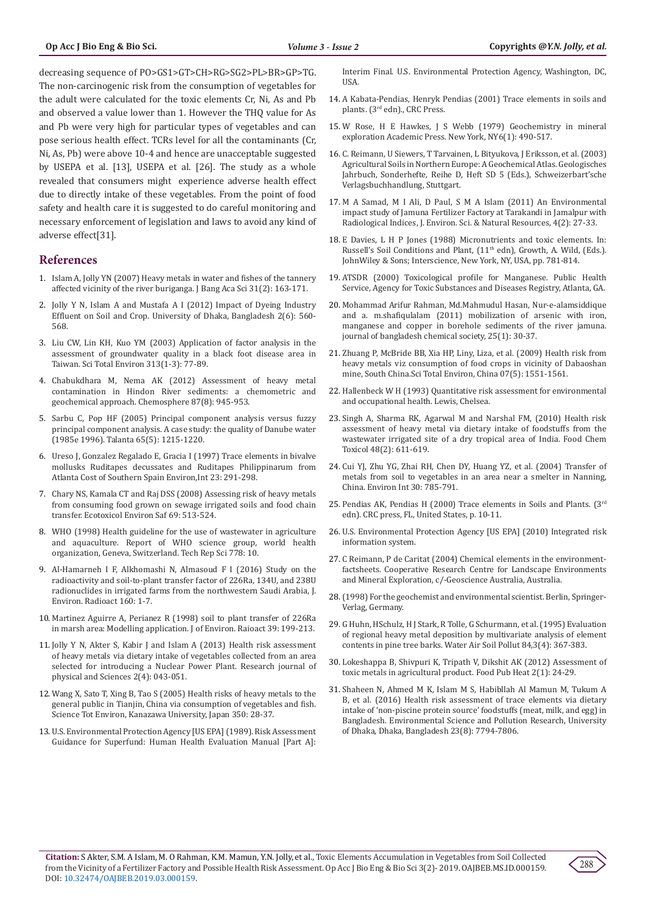decreasing sequence of PO>GS1>GT>CH>RG>SG2>PL>BR>GP>TG. The non-carcinogenic risk from the consumption of vegetables for the adult were calculated for the toxic elements Cr, Ni, As and Pb and observed a value lower than 1. However the THQ value for As and Pb were very high for particular types of vegetables and can pose serious health effect. TCRs level for all the contaminants (Cr, Ni, As, Pb) were above 10-4 and hence are unacceptable suggested by USEPA et al. [13], USEPA et al. [26]. The study as a whole revealed that consumers might experience adverse health effect due to directly intake of these vegetables. From the point of food safety and health care it is suggested to do careful monitoring and necessary enforcement of legislation and laws to avoid any kind of adverse effect[31].

## References

1. Islam A, Jolly YN (2007) Heavy metals in water and fishes of the tannery affected vicinity of the river buriganga. J Bang Aca Sci 31(2): 163-171.
2. Jolly Y N, Islam A and Mustafa A I (2012) Impact of Dyeing Industry Effluent on Soil and Crop. University of Dhaka, Bangladesh 2(6): 560-568.
3. Liu CW, Lin KH, Kuo YM (2003) Application of factor analysis in the assessment of groundwater quality in a black foot disease area in Taiwan. Sci Total Environ 313(1-3): 77-89.
4. Chabukdhara M, Nema AK (2012) Assessment of heavy metal contamination in Hindon River sediments: a chemometric and geochemical approach. Chemosphere 87(8): 945-953.
5. Sarbu C, Pop HF (2005) Principal component analysis versus fuzzy principal component analysis. A case study: the quality of Danube water (1985e 1996). Talanta 65(5): 1215-1220.
6. Ureso J, Gonzalez Regalado E, Gracia I (1997) Trace elements in bivalve mollusks Ruditapes decussates and Ruditapes Philippinarum from Atlanta Cost of Southern Spain Environ,Int 23: 291-298.
7. Chary NS, Kamala CT and Raj DSS (2008) Assessing risk of heavy metals from consuming food grown on sewage irrigated soils and food chain transfer. Ecotoxicol Environ Saf 69: 513-524.
8. WHO (1998) Health guideline for the use of wastewater in agriculture and aquaculture. Report of WHO science group, world health organization, Geneva, Switzerland. Tech Rep Sci 778: 10.
9. Al-Hamarneh I F, Alkhomashi N, Almasoud F I (2016) Study on the radioactivity and soil-to-plant transfer factor of 226Ra, 134U, and 238U radionuclides in irrigated farms from the northwestern Saudi Arabia, J. Environ. Radioact 160: 1-7.
10. Martinez Aguirre A, Perianez R (1998) soil to plant transfer of 226Ra in marsh area: Modelling application. J of Environ. Raioact 39: 199-213.
11. Jolly Y N, Akter S, Kabir J and Islam A (2013) Health risk assessment of heavy metals via dietary intake of vegetables collected from an area selected for introducing a Nuclear Power Plant. Research journal of physical and Sciences 2(4): 043-051.
12. Wang X, Sato T, Xing B, Tao S (2005) Health risks of heavy metals to the general public in Tianjin, China via consumption of vegetables and fish. Science Tot Environ, Kanazawa University, Japan 350: 28-37.
13. U.S. Environmental Protection Agency [US EPA] (1989). Risk Assessment Guidance for Superfund: Human Health Evaluation Manual [Part A]: Interim Final. U.S. Environmental Protection Agency, Washington, DC, USA.
14. A Kabata-Pendias, Henryk Pendias (2001) Trace elements in soils and plants. (3rd edn)., CRC Press.
15. W Rose, H E Hawkes, J S Webb (1979) Geochemistry in mineral exploration Academic Press. New York, NY6(1): 490-517.
16. C. Reimann, U Siewers, T Tarvainen, L Bityukova, J Eriksson, et al. (2003) Agricultural Soils in Northern Europe: A Geochemical Atlas. Geologisches Jahrbuch, Sonderhefte, Reihe D, Heft SD 5 (Eds.), Schweizerbart'sche Verlagsbuchhandlung, Stuttgart.
17. M A Samad, M I Ali, D Paul, S M A Islam (2011) An Environmental impact study of Jamuna Fertilizer Factory at Tarakandi in Jamalpur with Radiological Indices, J. Environ. Sci. & Natural Resources, 4(2): 27-33.
18. E Davies, L H P Jones (1988) Micronutrients and toxic elements. In: Russell's Soil Conditions and Plant, (11th edn), Growth, A. Wild, (Eds.). JohnWiley & Sons; Interscience, New York, NY, USA, pp. 781-814.
19. ATSDR (2000) Toxicological profile for Manganese. Public Health Service, Agency for Toxic Substances and Diseases Registry, Atlanta, GA.
20. Mohammad Arifur Rahman, Md.Mahmudul Hasan, Nur-e-alamsiddique and a. m.shafiqulalam (2011) mobilization of arsenic with iron, manganese and copper in borehole sediments of the river jamuna. journal of bangladesh chemical society, 25(1): 30-37.
21. Zhuang P, McBride BB, Xia HP, Liny, Liza, et al. (2009) Health risk from heavy metals viz consumption of food crops in vicinity of Dabaoshan mine, South China.Sci Total Environ, China 07(5): 1551-1561.
22. Hallenbeck W H (1993) Quantitative risk assessment for environmental and occupational health. Lewis, Chelsea.
23. Singh A, Sharma RK, Agarwal M and Narshal FM, (2010) Health risk assessment of heavy metal via dietary intake of foodstuffs from the wastewater irrigated site of a dry tropical area of India. Food Chem Toxicol 48(2): 611-619.
24. Cui YJ, Zhu YG, Zhai RH, Chen DY, Huang YZ, et al. (2004) Transfer of metals from soil to vegetables in an area near a smelter in Nanning, China. Environ Int 30: 785-791.
25. Pendias AK, Pendias H (2000) Trace elements in Soils and Plants. (3rd edn). CRC press, FL, United States, p. 10-11.
26. U.S. Environmental Protection Agency [US EPA] (2010) Integrated risk information system.
27. C Reimann, P de Caritat (2004) Chemical elements in the environment-factsheets. Cooperative Research Centre for Landscape Environments and Mineral Exploration, c/-Geoscience Australia, Australia.
28. (1998) For the geochemist and environmental scientist. Berlin, Springer-Verlag, Germany.
29. G Huhn, HSchulz, H J Stark, R Tolle, G Schurmann, et al. (1995) Evaluation of regional heavy metal deposition by multivariate analysis of element contents in pine tree barks. Water Air Soil Pollut 84,3(4): 367-383.
30. Lokeshappa B, Shivpuri K, Tripath V, Dikshit AK (2012) Assessment of toxic metals in agricultural product. Food Pub Heat 2(1): 24-29.
31. Shaheen N, Ahmed M K, Islam M S, Habibllah Al Mamun M, Tukum A B, et al. (2016) Health risk assessment of trace elements via dietary intake of 'non-piscine protein source' foodstuffs (meat, milk, and egg) in Bangladesh. Environmental Science and Pollution Research, University of Dhaka, Dhaka, Bangladesh 23(8): 7794-7806.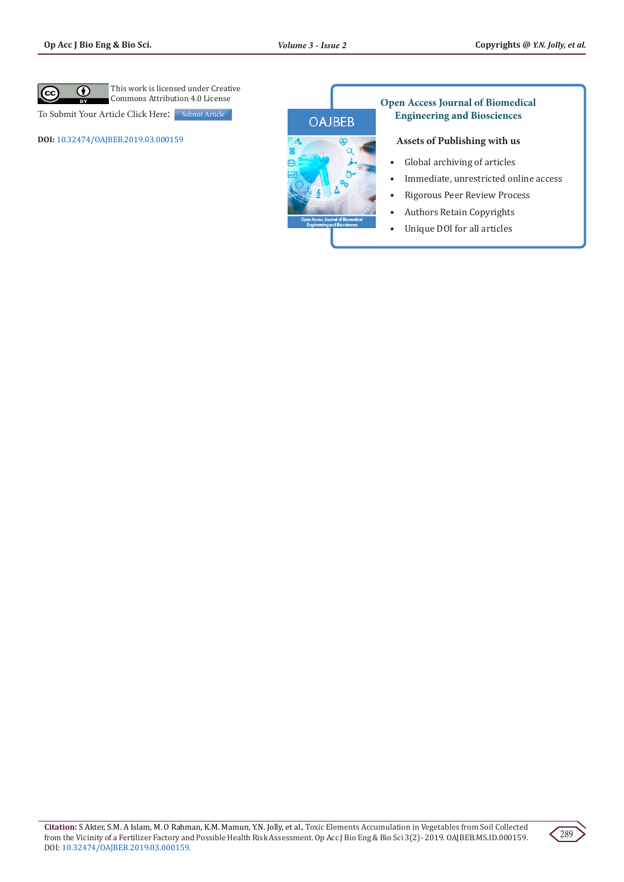This work is licensed under Creative Commons Attribution 4.0 License

To Submit Your Article Click Here: Submit Article

**DOI:** 10.32474/OAJBEB.2019.03.000159

OAJBEB

Open Access Journal of Biomedical Engineering and Biosciences

### Open Access Journal of Biomedical Engineering and Biosciences

**Assets of Publishing with us**

- Global archiving of articles
- Immediate, unrestricted online access
- Rigorous Peer Review Process
- Authors Retain Copyrights
- Unique DOI for all articles

**Citation:** S Akter, S.M. A Islam, M. O Rahman, K.M. Mamun, Y.N. Jolly, et al., Toxic Elements Accumulation in Vegetables from Soil Collected from the Vicinity of a Fertilizer Factory and Possible Health Risk Assessment. Op Acc J Bio Eng & Bio Sci 3(2)- 2019. OAJBEB.MS.ID.000159. DOI: 10.32474/OAJBEB.2019.03.000159.